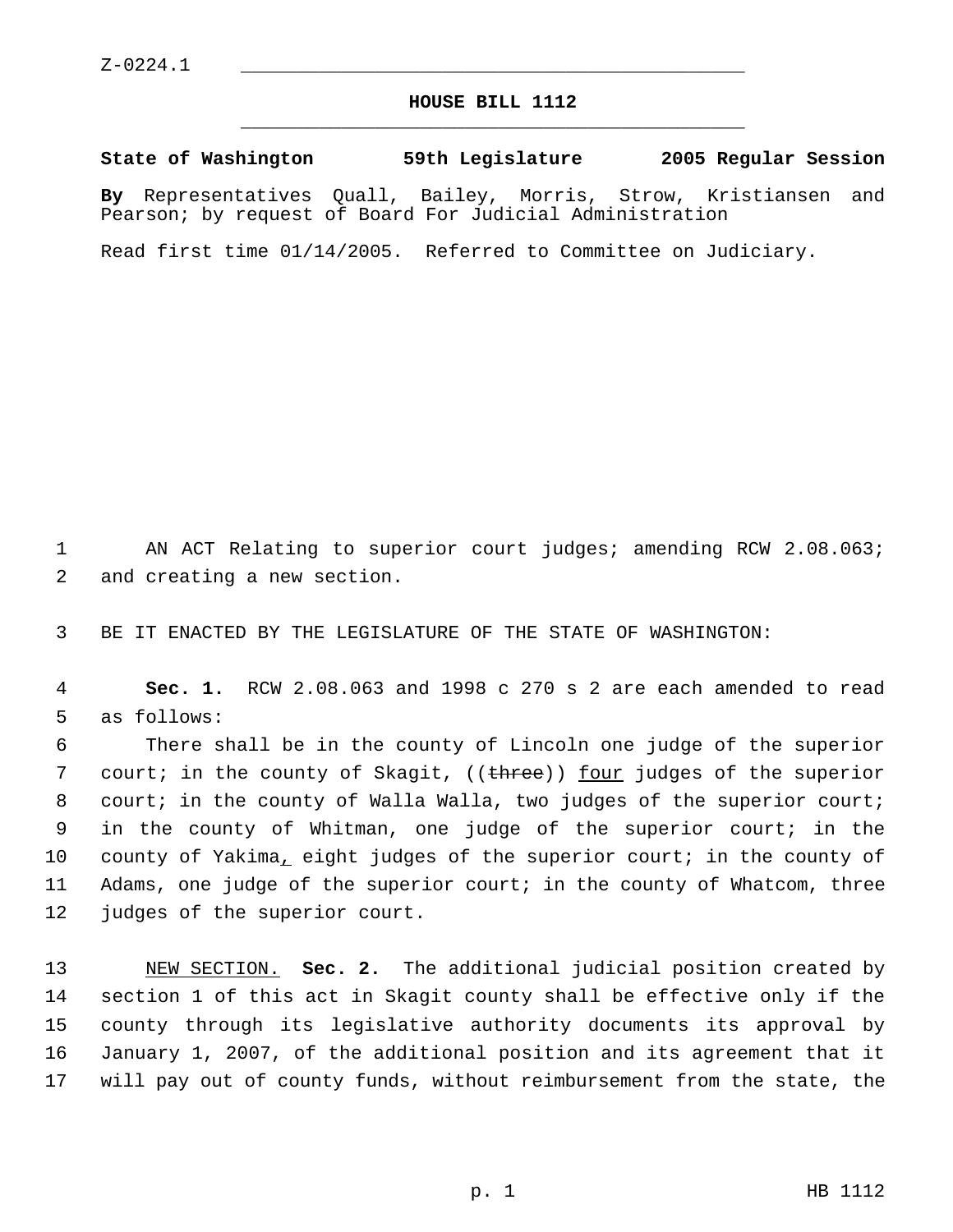Z-0224.1

# HOUSE BILL 1112

**State of Washington 59th Legislature 2005 Regular Session**

**By** Representatives Quall, Bailey, Morris, Strow, Kristiansen and Pearson; by request of Board For Judicial Administration

Read first time 01/14/2005. Referred to Committee on Judiciary.

AN ACT Relating to superior court judges; amending RCW 2.08.063; and creating a new section.

BE IT ENACTED BY THE LEGISLATURE OF THE STATE OF WASHINGTON:

**Sec. 1.** RCW 2.08.063 and 1998 c 270 s 2 are each amended to read as follows:

There shall be in the county of Lincoln one judge of the superior court; in the county of Skagit, ((~~three~~)) <u>four</u> judges of the superior court; in the county of Walla Walla, two judges of the superior court; in the county of Whitman, one judge of the superior court; in the county of Yakima<u>,</u> eight judges of the superior court; in the county of Adams, one judge of the superior court; in the county of Whatcom, three judges of the superior court.

<u>NEW SECTION.</u> **Sec. 2.** The additional judicial position created by section 1 of this act in Skagit county shall be effective only if the county through its legislative authority documents its approval by January 1, 2007, of the additional position and its agreement that it will pay out of county funds, without reimbursement from the state, the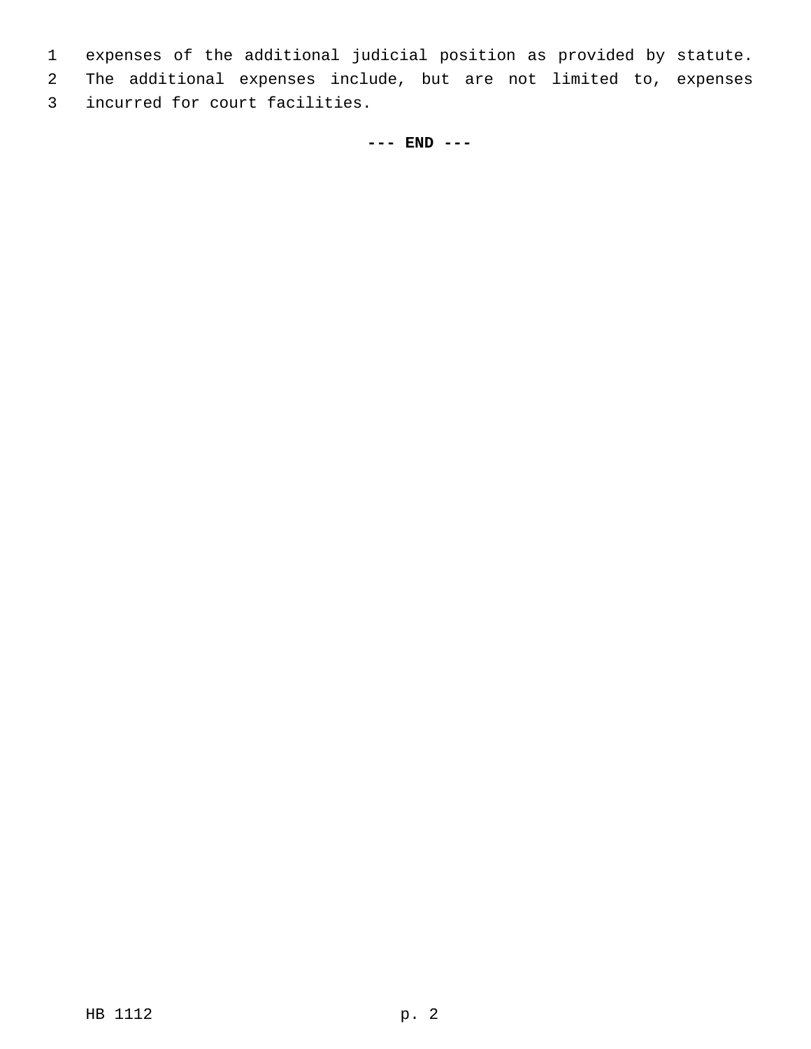expenses of the additional judicial position as provided by statute. The additional expenses include, but are not limited to, expenses incurred for court facilities.

**--- END ---**